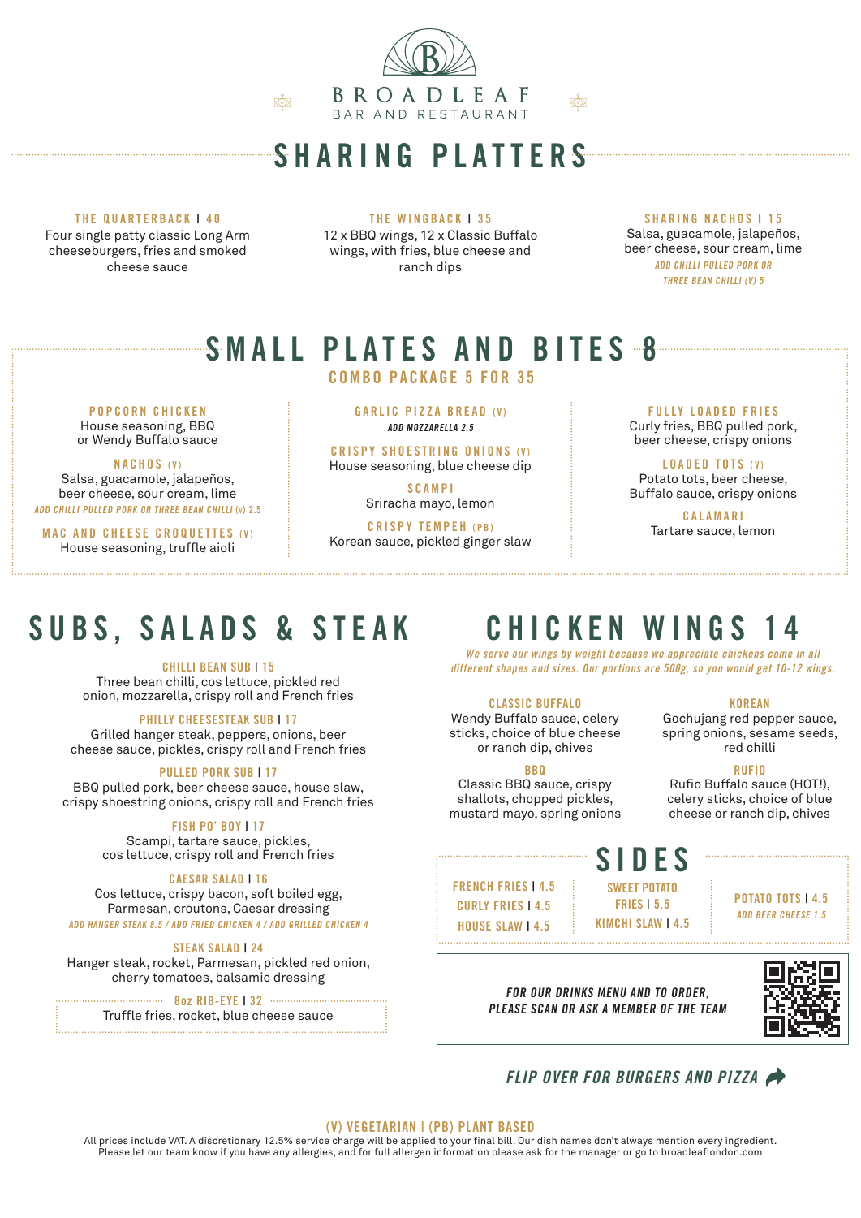# BROADLEAF
BAR AND RESTAURANT

## SHARING PLATTERS

### THE QUARTERBACK | 40
Four single patty classic Long Arm cheeseburgers, fries and smoked cheese sauce

### THE WINGBACK | 35
12 x BBQ wings, 12 x Classic Buffalo wings, with fries, blue cheese and ranch dips

### SHARING NACHOS | 15
Salsa, guacamole, jalapeños, beer cheese, sour cream, lime
*ADD CHILLI PULLED PORK OR THREE BEAN CHILLI (V) 5*

## SMALL PLATES AND BITES 8

**COMBO PACKAGE 5 FOR 35**

### POPCORN CHICKEN
House seasoning, BBQ or Wendy Buffalo sauce

### NACHOS (V)
Salsa, guacamole, jalapeños, beer cheese, sour cream, lime
*ADD CHILLI PULLED PORK OR THREE BEAN CHILLI (V) 2.5*

### MAC AND CHEESE CROQUETTES (V)
House seasoning, truffle aioli

### GARLIC PIZZA BREAD (V)
*ADD MOZZARELLA 2.5*

### CRISPY SHOESTRING ONIONS (V)
House seasoning, blue cheese dip

### SCAMPI
Sriracha mayo, lemon

### CRISPY TEMPEH (PB)
Korean sauce, pickled ginger slaw

### FULLY LOADED FRIES
Curly fries, BBQ pulled pork, beer cheese, crispy onions

### LOADED TOTS (V)
Potato tots, beer cheese, Buffalo sauce, crispy onions

### CALAMARI
Tartare sauce, lemon

## SUBS, SALADS & STEAK

### CHILLI BEAN SUB | 15
Three bean chilli, cos lettuce, pickled red onion, mozzarella, crispy roll and French fries

### PHILLY CHEESESTEAK SUB | 17
Grilled hanger steak, peppers, onions, beer cheese sauce, pickles, crispy roll and French fries

### PULLED PORK SUB | 17
BBQ pulled pork, beer cheese sauce, house slaw, crispy shoestring onions, crispy roll and French fries

### FISH PO' BOY | 17
Scampi, tartare sauce, pickles, cos lettuce, crispy roll and French fries

### CAESAR SALAD | 16
Cos lettuce, crispy bacon, soft boiled egg, Parmesan, croutons, Caesar dressing
*ADD HANGER STEAK 8.5 / ADD FRIED CHICKEN 4 / ADD GRILLED CHICKEN 4*

### STEAK SALAD | 24
Hanger steak, rocket, Parmesan, pickled red onion, cherry tomatoes, balsamic dressing

### 8oz RIB-EYE | 32
Truffle fries, rocket, blue cheese sauce

## CHICKEN WINGS 14

*We serve our wings by weight because we appreciate chickens come in all different shapes and sizes. Our portions are 500g, so you would get 10-12 wings.*

### CLASSIC BUFFALO
Wendy Buffalo sauce, celery sticks, choice of blue cheese or ranch dip, chives

### BBQ
Classic BBQ sauce, crispy shallots, chopped pickles, mustard mayo, spring onions

### KOREAN
Gochujang red pepper sauce, spring onions, sesame seeds, red chilli

### RUFIO
Rufio Buffalo sauce (HOT!), celery sticks, choice of blue cheese or ranch dip, chives

## SIDES

- FRENCH FRIES | 4.5
- CURLY FRIES | 4.5
- HOUSE SLAW | 4.5
- SWEET POTATO FRIES | 5.5
- KIMCHI SLAW | 4.5
- POTATO TOTS | 4.5
  *ADD BEER CHEESE 1.5*

*FOR OUR DRINKS MENU AND TO ORDER, PLEASE SCAN OR ASK A MEMBER OF THE TEAM*

*FLIP OVER FOR BURGERS AND PIZZA*

**(V) VEGETARIAN | (PB) PLANT BASED**

All prices include VAT. A discretionary 12.5% service charge will be applied to your final bill. Our dish names don't always mention every ingredient. Please let our team know if you have any allergies, and for full allergen information please ask for the manager or go to broadleaflondon.com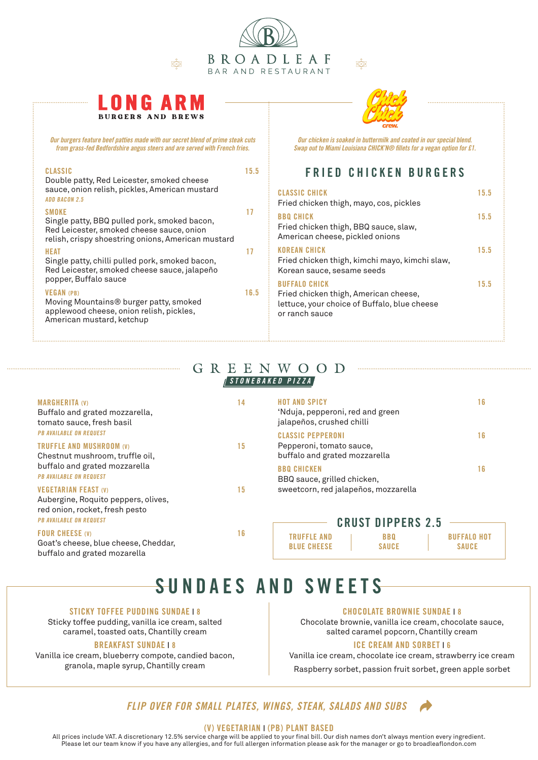# BROADLEAF

BAR AND RESTAURANT

## LONG ARM

BURGERS AND BREWS

*Our burgers feature beef patties made with our secret blend of prime steak cuts from grass-fed Bedfordshire angus steers and are served with French fries.*

**CLASSIC** 15.5
Double patty, Red Leicester, smoked cheese sauce, onion relish, pickles, American mustard
*ADD BACON 2.5*

**SMOKE** 17
Single patty, BBQ pulled pork, smoked bacon, Red Leicester, smoked cheese sauce, onion relish, crispy shoestring onions, American mustard

**HEAT** 17
Single patty, chilli pulled pork, smoked bacon, Red Leicester, smoked cheese sauce, jalapeño popper, Buffalo sauce

**VEGAN (PB)** 16.5
Moving Mountains® burger patty, smoked applewood cheese, onion relish, pickles, American mustard, ketchup

## Chick Chick crew.

*Our chicken is soaked in buttermilk and coated in our special blend. Swap out to Miami Louisiana CHICK'N® fillets for a vegan option for £1.*

### FRIED CHICKEN BURGERS

**CLASSIC CHICK** 15.5
Fried chicken thigh, mayo, cos, pickles

**BBQ CHICK** 15.5
Fried chicken thigh, BBQ sauce, slaw, American cheese, pickled onions

**KOREAN CHICK** 15.5
Fried chicken thigh, kimchi mayo, kimchi slaw, Korean sauce, sesame seeds

**BUFFALO CHICK** 15.5
Fried chicken thigh, American cheese, lettuce, your choice of Buffalo, blue cheese or ranch sauce

## GREENWOOD

STONEBAKED PIZZA

**MARGHERITA (V)** 14
Buffalo and grated mozzarella, tomato sauce, fresh basil
*PB AVAILABLE ON REQUEST*

**TRUFFLE AND MUSHROOM (V)** 15
Chestnut mushroom, truffle oil, buffalo and grated mozzarella
*PB AVAILABLE ON REQUEST*

**VEGETARIAN FEAST (V)** 15
Aubergine, Roquito peppers, olives, red onion, rocket, fresh pesto
*PB AVAILABLE ON REQUEST*

**FOUR CHEESE (V)** 16
Goat's cheese, blue cheese, Cheddar, buffalo and grated mozarella

**HOT AND SPICY** 16
'Nduja, pepperoni, red and green jalapeños, crushed chilli

**CLASSIC PEPPERONI** 16
Pepperoni, tomato sauce, buffalo and grated mozzarella

**BBQ CHICKEN** 16
BBQ sauce, grilled chicken, sweetcorn, red jalapeños, mozzarella

### CRUST DIPPERS 2.5

TRUFFLE AND BLUE CHEESE | BBQ SAUCE | BUFFALO HOT SAUCE

## SUNDAES AND SWEETS

**STICKY TOFFEE PUDDING SUNDAE | 8**
Sticky toffee pudding, vanilla ice cream, salted caramel, toasted oats, Chantilly cream

**BREAKFAST SUNDAE | 8**
Vanilla ice cream, blueberry compote, candied bacon, granola, maple syrup, Chantilly cream

**CHOCOLATE BROWNIE SUNDAE | 8**
Chocolate brownie, vanilla ice cream, chocolate sauce, salted caramel popcorn, Chantilly cream

**ICE CREAM AND SORBET | 6**
Vanilla ice cream, chocolate ice cream, strawberry ice cream

Raspberry sorbet, passion fruit sorbet, green apple sorbet

*FLIP OVER FOR SMALL PLATES, WINGS, STEAK, SALADS AND SUBS*

**(V) VEGETARIAN | (PB) PLANT BASED**

All prices include VAT. A discretionary 12.5% service charge will be applied to your final bill. Our dish names don't always mention every ingredient. Please let our team know if you have any allergies, and for full allergen information please ask for the manager or go to broadleaflondon.com